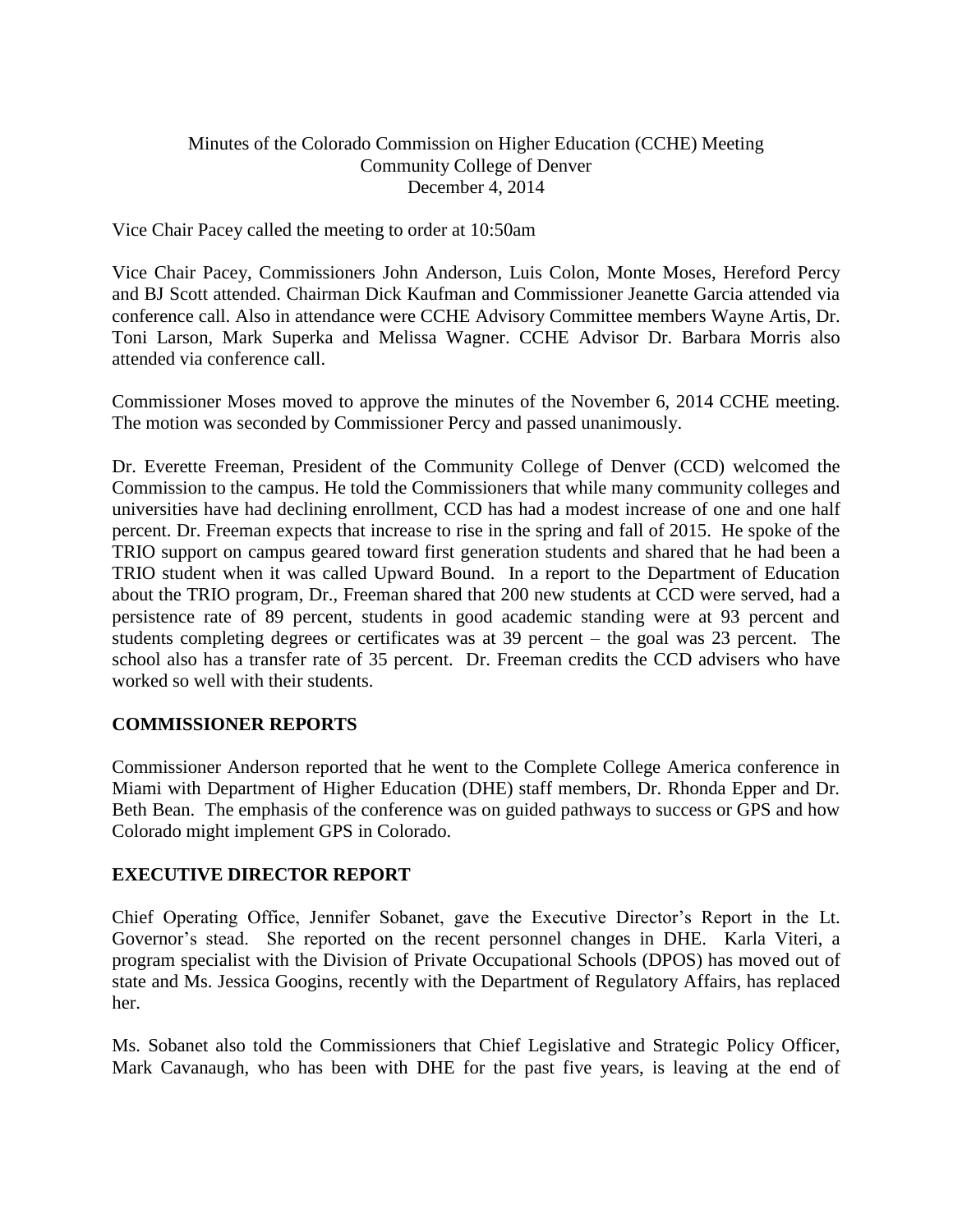Minutes of the Colorado Commission on Higher Education (CCHE) Meeting
Community College of Denver
December 4, 2014

Vice Chair Pacey called the meeting to order at 10:50am

Vice Chair Pacey, Commissioners John Anderson, Luis Colon, Monte Moses, Hereford Percy and BJ Scott attended. Chairman Dick Kaufman and Commissioner Jeanette Garcia attended via conference call. Also in attendance were CCHE Advisory Committee members Wayne Artis, Dr. Toni Larson, Mark Superka and Melissa Wagner. CCHE Advisor Dr. Barbara Morris also attended via conference call.

Commissioner Moses moved to approve the minutes of the November 6, 2014 CCHE meeting. The motion was seconded by Commissioner Percy and passed unanimously.

Dr. Everette Freeman, President of the Community College of Denver (CCD) welcomed the Commission to the campus. He told the Commissioners that while many community colleges and universities have had declining enrollment, CCD has had a modest increase of one and one half percent. Dr. Freeman expects that increase to rise in the spring and fall of 2015. He spoke of the TRIO support on campus geared toward first generation students and shared that he had been a TRIO student when it was called Upward Bound. In a report to the Department of Education about the TRIO program, Dr., Freeman shared that 200 new students at CCD were served, had a persistence rate of 89 percent, students in good academic standing were at 93 percent and students completing degrees or certificates was at 39 percent – the goal was 23 percent. The school also has a transfer rate of 35 percent. Dr. Freeman credits the CCD advisers who have worked so well with their students.

## COMMISSIONER REPORTS

Commissioner Anderson reported that he went to the Complete College America conference in Miami with Department of Higher Education (DHE) staff members, Dr. Rhonda Epper and Dr. Beth Bean. The emphasis of the conference was on guided pathways to success or GPS and how Colorado might implement GPS in Colorado.

## EXECUTIVE DIRECTOR REPORT

Chief Operating Office, Jennifer Sobanet, gave the Executive Director's Report in the Lt. Governor's stead. She reported on the recent personnel changes in DHE. Karla Viteri, a program specialist with the Division of Private Occupational Schools (DPOS) has moved out of state and Ms. Jessica Googins, recently with the Department of Regulatory Affairs, has replaced her.

Ms. Sobanet also told the Commissioners that Chief Legislative and Strategic Policy Officer, Mark Cavanaugh, who has been with DHE for the past five years, is leaving at the end of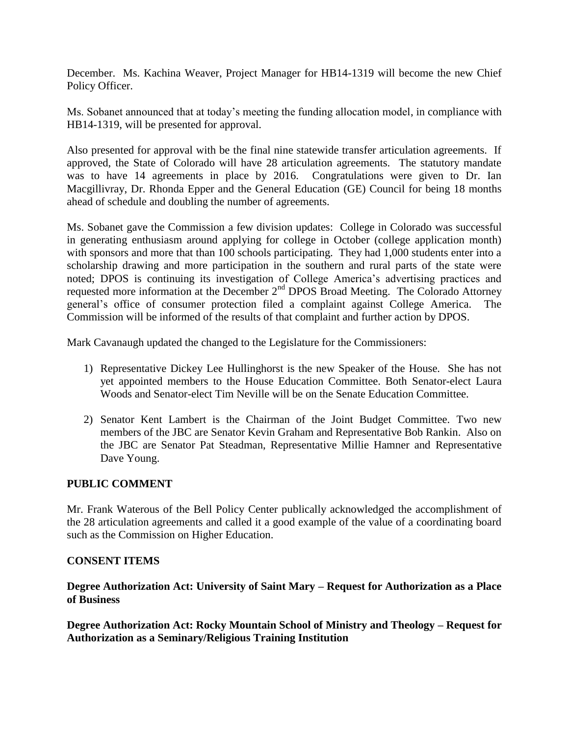December. Ms. Kachina Weaver, Project Manager for HB14-1319 will become the new Chief Policy Officer.

Ms. Sobanet announced that at today's meeting the funding allocation model, in compliance with HB14-1319, will be presented for approval.

Also presented for approval with be the final nine statewide transfer articulation agreements. If approved, the State of Colorado will have 28 articulation agreements. The statutory mandate was to have 14 agreements in place by 2016. Congratulations were given to Dr. Ian Macgillivray, Dr. Rhonda Epper and the General Education (GE) Council for being 18 months ahead of schedule and doubling the number of agreements.

Ms. Sobanet gave the Commission a few division updates: College in Colorado was successful in generating enthusiasm around applying for college in October (college application month) with sponsors and more that than 100 schools participating. They had 1,000 students enter into a scholarship drawing and more participation in the southern and rural parts of the state were noted; DPOS is continuing its investigation of College America's advertising practices and requested more information at the December 2nd DPOS Broad Meeting. The Colorado Attorney general's office of consumer protection filed a complaint against College America. The Commission will be informed of the results of that complaint and further action by DPOS.

Mark Cavanaugh updated the changed to the Legislature for the Commissioners:

1) Representative Dickey Lee Hullinghorst is the new Speaker of the House. She has not yet appointed members to the House Education Committee. Both Senator-elect Laura Woods and Senator-elect Tim Neville will be on the Senate Education Committee.

2) Senator Kent Lambert is the Chairman of the Joint Budget Committee. Two new members of the JBC are Senator Kevin Graham and Representative Bob Rankin. Also on the JBC are Senator Pat Steadman, Representative Millie Hamner and Representative Dave Young.

**PUBLIC COMMENT**

Mr. Frank Waterous of the Bell Policy Center publically acknowledged the accomplishment of the 28 articulation agreements and called it a good example of the value of a coordinating board such as the Commission on Higher Education.

**CONSENT ITEMS**

**Degree Authorization Act: University of Saint Mary – Request for Authorization as a Place of Business**

**Degree Authorization Act: Rocky Mountain School of Ministry and Theology – Request for Authorization as a Seminary/Religious Training Institution**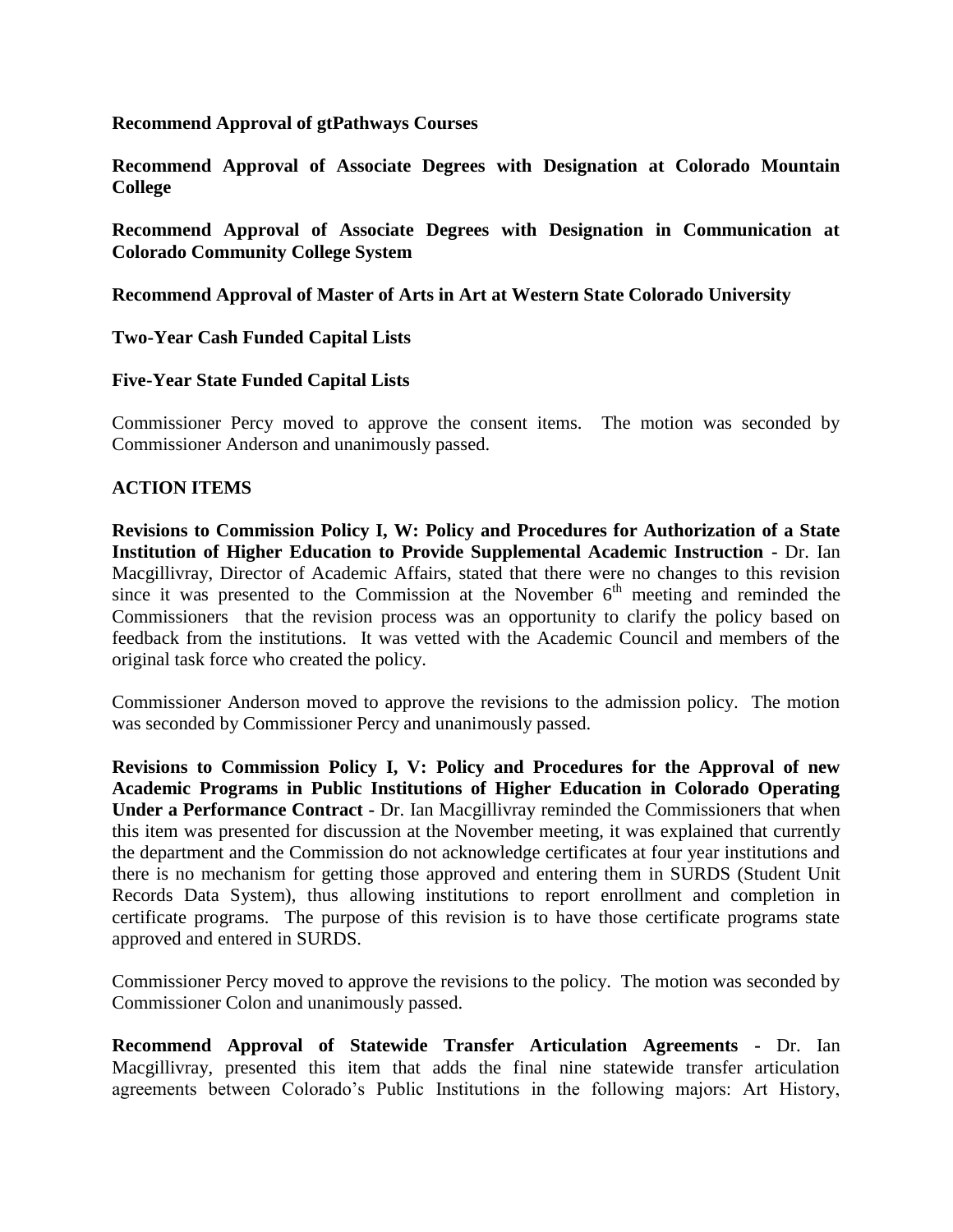**Recommend Approval of gtPathways Courses**

**Recommend Approval of Associate Degrees with Designation at Colorado Mountain College**

**Recommend Approval of Associate Degrees with Designation in Communication at Colorado Community College System**

**Recommend Approval of Master of Arts in Art at Western State Colorado University**

**Two-Year Cash Funded Capital Lists**

**Five-Year State Funded Capital Lists**

Commissioner Percy moved to approve the consent items. The motion was seconded by Commissioner Anderson and unanimously passed.

**ACTION ITEMS**

**Revisions to Commission Policy I, W: Policy and Procedures for Authorization of a State Institution of Higher Education to Provide Supplemental Academic Instruction -** Dr. Ian Macgillivray, Director of Academic Affairs, stated that there were no changes to this revision since it was presented to the Commission at the November 6th meeting and reminded the Commissioners that the revision process was an opportunity to clarify the policy based on feedback from the institutions. It was vetted with the Academic Council and members of the original task force who created the policy.

Commissioner Anderson moved to approve the revisions to the admission policy. The motion was seconded by Commissioner Percy and unanimously passed.

**Revisions to Commission Policy I, V: Policy and Procedures for the Approval of new Academic Programs in Public Institutions of Higher Education in Colorado Operating Under a Performance Contract -** Dr. Ian Macgillivray reminded the Commissioners that when this item was presented for discussion at the November meeting, it was explained that currently the department and the Commission do not acknowledge certificates at four year institutions and there is no mechanism for getting those approved and entering them in SURDS (Student Unit Records Data System), thus allowing institutions to report enrollment and completion in certificate programs. The purpose of this revision is to have those certificate programs state approved and entered in SURDS.

Commissioner Percy moved to approve the revisions to the policy. The motion was seconded by Commissioner Colon and unanimously passed.

**Recommend Approval of Statewide Transfer Articulation Agreements -** Dr. Ian Macgillivray, presented this item that adds the final nine statewide transfer articulation agreements between Colorado's Public Institutions in the following majors: Art History,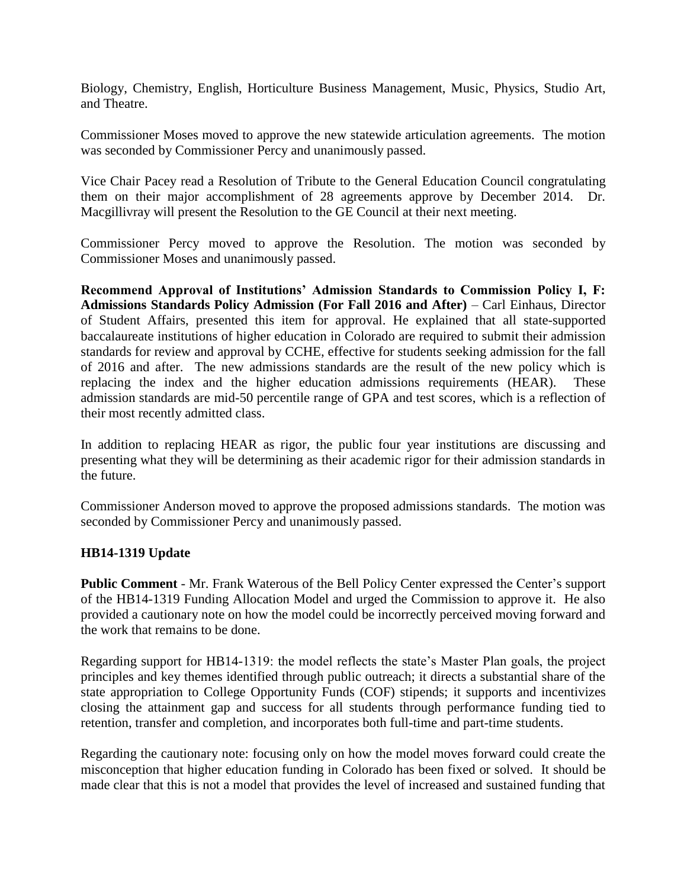Biology, Chemistry, English, Horticulture Business Management, Music, Physics, Studio Art, and Theatre.

Commissioner Moses moved to approve the new statewide articulation agreements. The motion was seconded by Commissioner Percy and unanimously passed.

Vice Chair Pacey read a Resolution of Tribute to the General Education Council congratulating them on their major accomplishment of 28 agreements approve by December 2014. Dr. Macgillivray will present the Resolution to the GE Council at their next meeting.

Commissioner Percy moved to approve the Resolution. The motion was seconded by Commissioner Moses and unanimously passed.

**Recommend Approval of Institutions' Admission Standards to Commission Policy I, F: Admissions Standards Policy Admission (For Fall 2016 and After)** – Carl Einhaus, Director of Student Affairs, presented this item for approval. He explained that all state-supported baccalaureate institutions of higher education in Colorado are required to submit their admission standards for review and approval by CCHE, effective for students seeking admission for the fall of 2016 and after. The new admissions standards are the result of the new policy which is replacing the index and the higher education admissions requirements (HEAR). These admission standards are mid-50 percentile range of GPA and test scores, which is a reflection of their most recently admitted class.

In addition to replacing HEAR as rigor, the public four year institutions are discussing and presenting what they will be determining as their academic rigor for their admission standards in the future.

Commissioner Anderson moved to approve the proposed admissions standards. The motion was seconded by Commissioner Percy and unanimously passed.

**HB14-1319 Update**

**Public Comment** - Mr. Frank Waterous of the Bell Policy Center expressed the Center's support of the HB14-1319 Funding Allocation Model and urged the Commission to approve it. He also provided a cautionary note on how the model could be incorrectly perceived moving forward and the work that remains to be done.

Regarding support for HB14-1319: the model reflects the state's Master Plan goals, the project principles and key themes identified through public outreach; it directs a substantial share of the state appropriation to College Opportunity Funds (COF) stipends; it supports and incentivizes closing the attainment gap and success for all students through performance funding tied to retention, transfer and completion, and incorporates both full-time and part-time students.

Regarding the cautionary note: focusing only on how the model moves forward could create the misconception that higher education funding in Colorado has been fixed or solved. It should be made clear that this is not a model that provides the level of increased and sustained funding that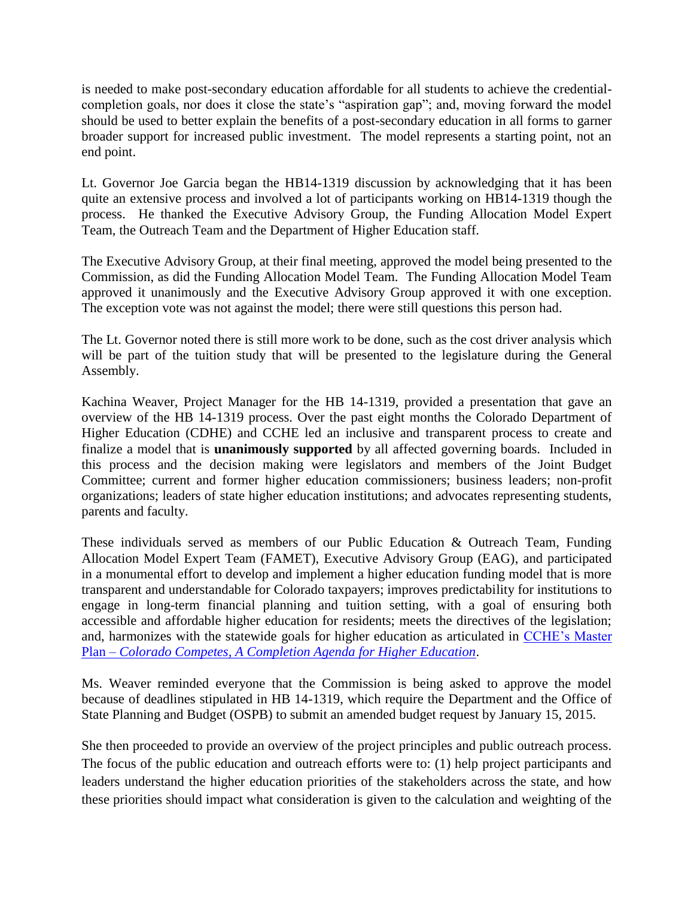is needed to make post-secondary education affordable for all students to achieve the credential-completion goals, nor does it close the state's "aspiration gap"; and, moving forward the model should be used to better explain the benefits of a post-secondary education in all forms to garner broader support for increased public investment. The model represents a starting point, not an end point.

Lt. Governor Joe Garcia began the HB14-1319 discussion by acknowledging that it has been quite an extensive process and involved a lot of participants working on HB14-1319 though the process. He thanked the Executive Advisory Group, the Funding Allocation Model Expert Team, the Outreach Team and the Department of Higher Education staff.

The Executive Advisory Group, at their final meeting, approved the model being presented to the Commission, as did the Funding Allocation Model Team. The Funding Allocation Model Team approved it unanimously and the Executive Advisory Group approved it with one exception. The exception vote was not against the model; there were still questions this person had.

The Lt. Governor noted there is still more work to be done, such as the cost driver analysis which will be part of the tuition study that will be presented to the legislature during the General Assembly.

Kachina Weaver, Project Manager for the HB 14-1319, provided a presentation that gave an overview of the HB 14-1319 process. Over the past eight months the Colorado Department of Higher Education (CDHE) and CCHE led an inclusive and transparent process to create and finalize a model that is **unanimously supported** by all affected governing boards. Included in this process and the decision making were legislators and members of the Joint Budget Committee; current and former higher education commissioners; business leaders; non-profit organizations; leaders of state higher education institutions; and advocates representing students, parents and faculty.

These individuals served as members of our Public Education & Outreach Team, Funding Allocation Model Expert Team (FAMET), Executive Advisory Group (EAG), and participated in a monumental effort to develop and implement a higher education funding model that is more transparent and understandable for Colorado taxpayers; improves predictability for institutions to engage in long-term financial planning and tuition setting, with a goal of ensuring both accessible and affordable higher education for residents; meets the directives of the legislation; and, harmonizes with the statewide goals for higher education as articulated in CCHE's Master Plan – *Colorado Competes, A Completion Agenda for Higher Education*.

Ms. Weaver reminded everyone that the Commission is being asked to approve the model because of deadlines stipulated in HB 14-1319, which require the Department and the Office of State Planning and Budget (OSPB) to submit an amended budget request by January 15, 2015.

She then proceeded to provide an overview of the project principles and public outreach process. The focus of the public education and outreach efforts were to: (1) help project participants and leaders understand the higher education priorities of the stakeholders across the state, and how these priorities should impact what consideration is given to the calculation and weighting of the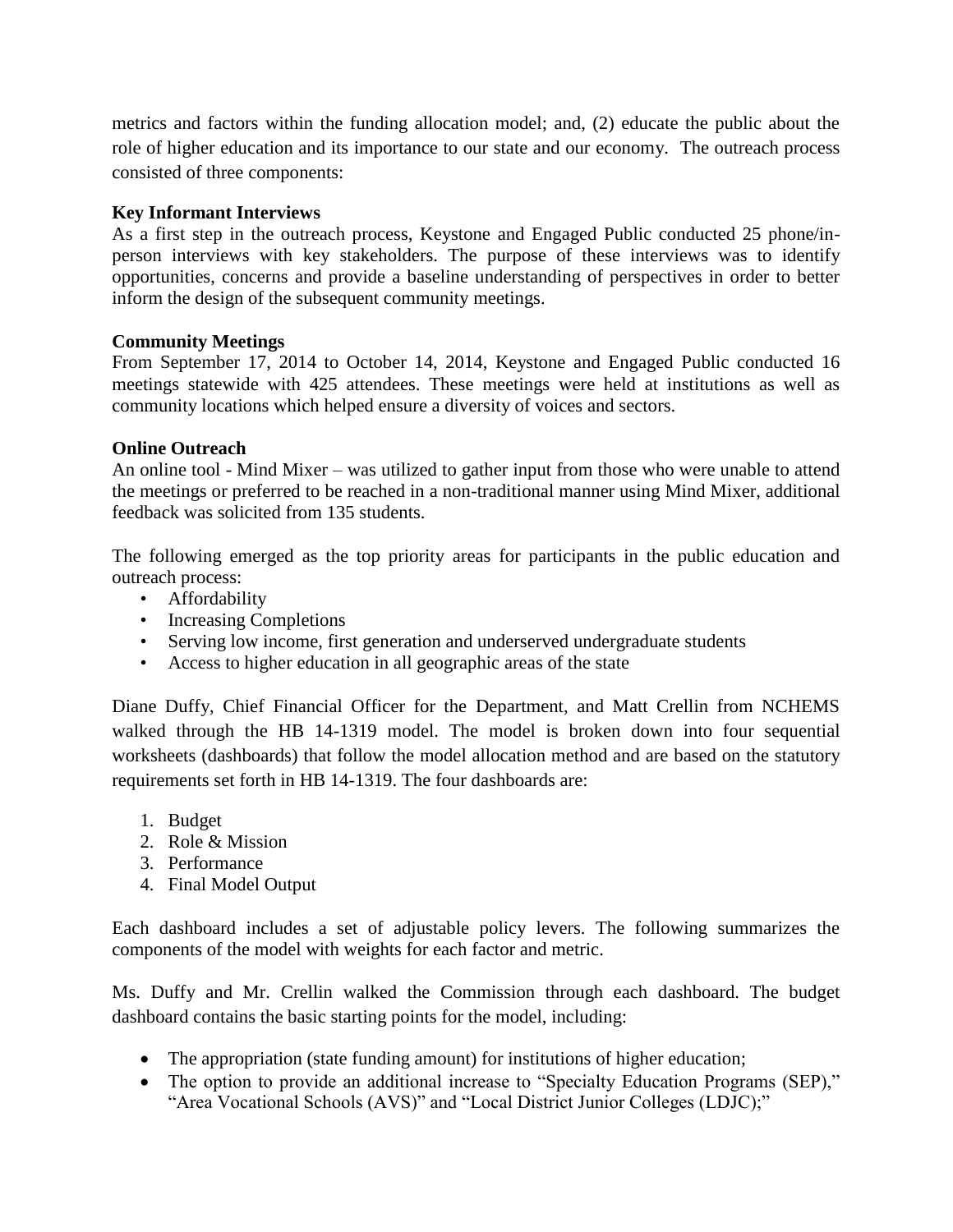metrics and factors within the funding allocation model; and, (2) educate the public about the role of higher education and its importance to our state and our economy. The outreach process consisted of three components:

**Key Informant Interviews**
As a first step in the outreach process, Keystone and Engaged Public conducted 25 phone/in-person interviews with key stakeholders. The purpose of these interviews was to identify opportunities, concerns and provide a baseline understanding of perspectives in order to better inform the design of the subsequent community meetings.

**Community Meetings**
From September 17, 2014 to October 14, 2014, Keystone and Engaged Public conducted 16 meetings statewide with 425 attendees. These meetings were held at institutions as well as community locations which helped ensure a diversity of voices and sectors.

**Online Outreach**
An online tool - Mind Mixer – was utilized to gather input from those who were unable to attend the meetings or preferred to be reached in a non-traditional manner using Mind Mixer, additional feedback was solicited from 135 students.

The following emerged as the top priority areas for participants in the public education and outreach process:

- Affordability
- Increasing Completions
- Serving low income, first generation and underserved undergraduate students
- Access to higher education in all geographic areas of the state

Diane Duffy, Chief Financial Officer for the Department, and Matt Crellin from NCHEMS walked through the HB 14-1319 model. The model is broken down into four sequential worksheets (dashboards) that follow the model allocation method and are based on the statutory requirements set forth in HB 14-1319. The four dashboards are:

1. Budget
2. Role & Mission
3. Performance
4. Final Model Output

Each dashboard includes a set of adjustable policy levers. The following summarizes the components of the model with weights for each factor and metric.

Ms. Duffy and Mr. Crellin walked the Commission through each dashboard. The budget dashboard contains the basic starting points for the model, including:

- The appropriation (state funding amount) for institutions of higher education;
- The option to provide an additional increase to "Specialty Education Programs (SEP)," "Area Vocational Schools (AVS)" and "Local District Junior Colleges (LDJC);"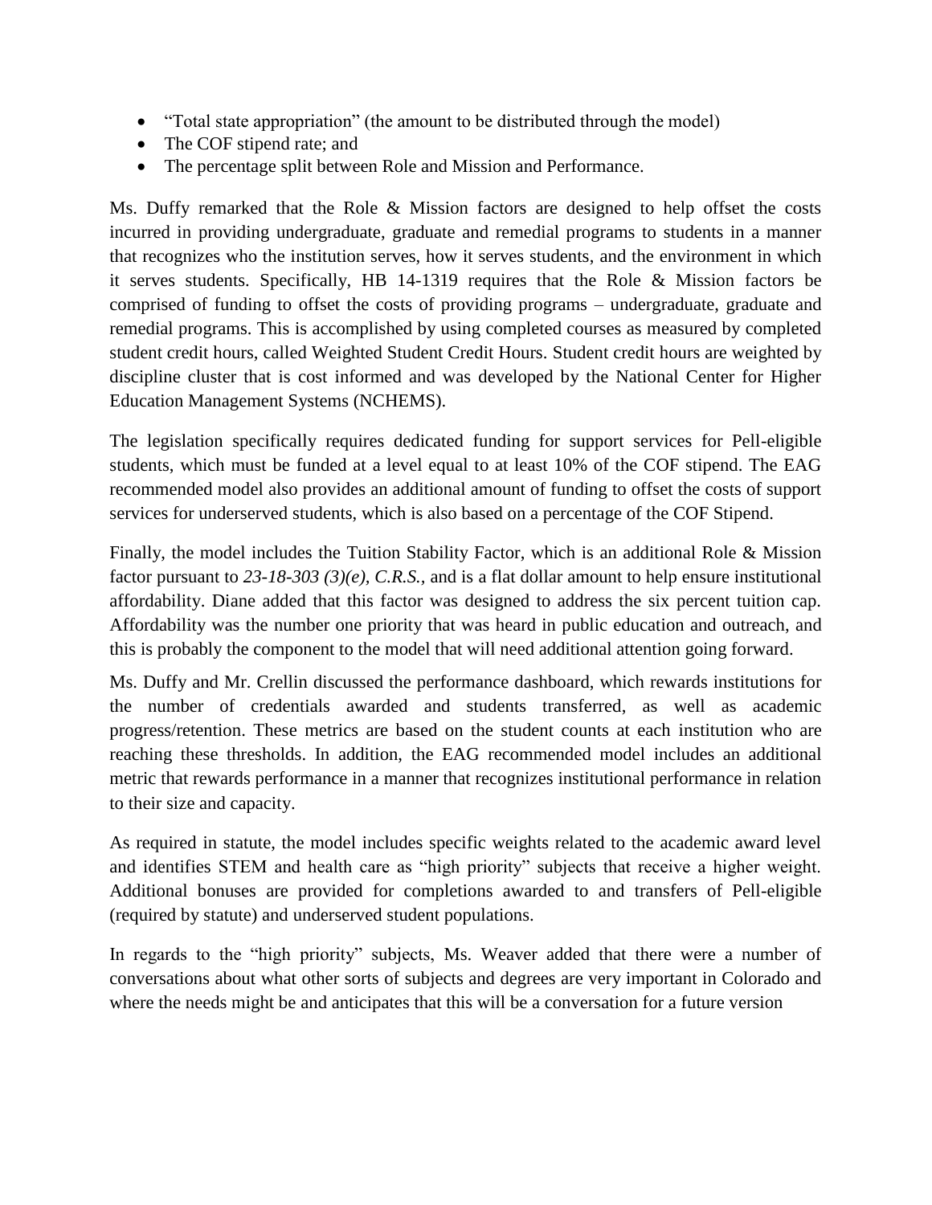- “Total state appropriation” (the amount to be distributed through the model)
- The COF stipend rate; and
- The percentage split between Role and Mission and Performance.

Ms. Duffy remarked that the Role & Mission factors are designed to help offset the costs incurred in providing undergraduate, graduate and remedial programs to students in a manner that recognizes who the institution serves, how it serves students, and the environment in which it serves students. Specifically, HB 14-1319 requires that the Role & Mission factors be comprised of funding to offset the costs of providing programs – undergraduate, graduate and remedial programs. This is accomplished by using completed courses as measured by completed student credit hours, called Weighted Student Credit Hours. Student credit hours are weighted by discipline cluster that is cost informed and was developed by the National Center for Higher Education Management Systems (NCHEMS).

The legislation specifically requires dedicated funding for support services for Pell-eligible students, which must be funded at a level equal to at least 10% of the COF stipend. The EAG recommended model also provides an additional amount of funding to offset the costs of support services for underserved students, which is also based on a percentage of the COF Stipend.

Finally, the model includes the Tuition Stability Factor, which is an additional Role & Mission factor pursuant to *23-18-303 (3)(e), C.R.S.*, and is a flat dollar amount to help ensure institutional affordability. Diane added that this factor was designed to address the six percent tuition cap. Affordability was the number one priority that was heard in public education and outreach, and this is probably the component to the model that will need additional attention going forward.

Ms. Duffy and Mr. Crellin discussed the performance dashboard, which rewards institutions for the number of credentials awarded and students transferred, as well as academic progress/retention. These metrics are based on the student counts at each institution who are reaching these thresholds. In addition, the EAG recommended model includes an additional metric that rewards performance in a manner that recognizes institutional performance in relation to their size and capacity.

As required in statute, the model includes specific weights related to the academic award level and identifies STEM and health care as “high priority” subjects that receive a higher weight. Additional bonuses are provided for completions awarded to and transfers of Pell-eligible (required by statute) and underserved student populations.

In regards to the “high priority” subjects, Ms. Weaver added that there were a number of conversations about what other sorts of subjects and degrees are very important in Colorado and where the needs might be and anticipates that this will be a conversation for a future version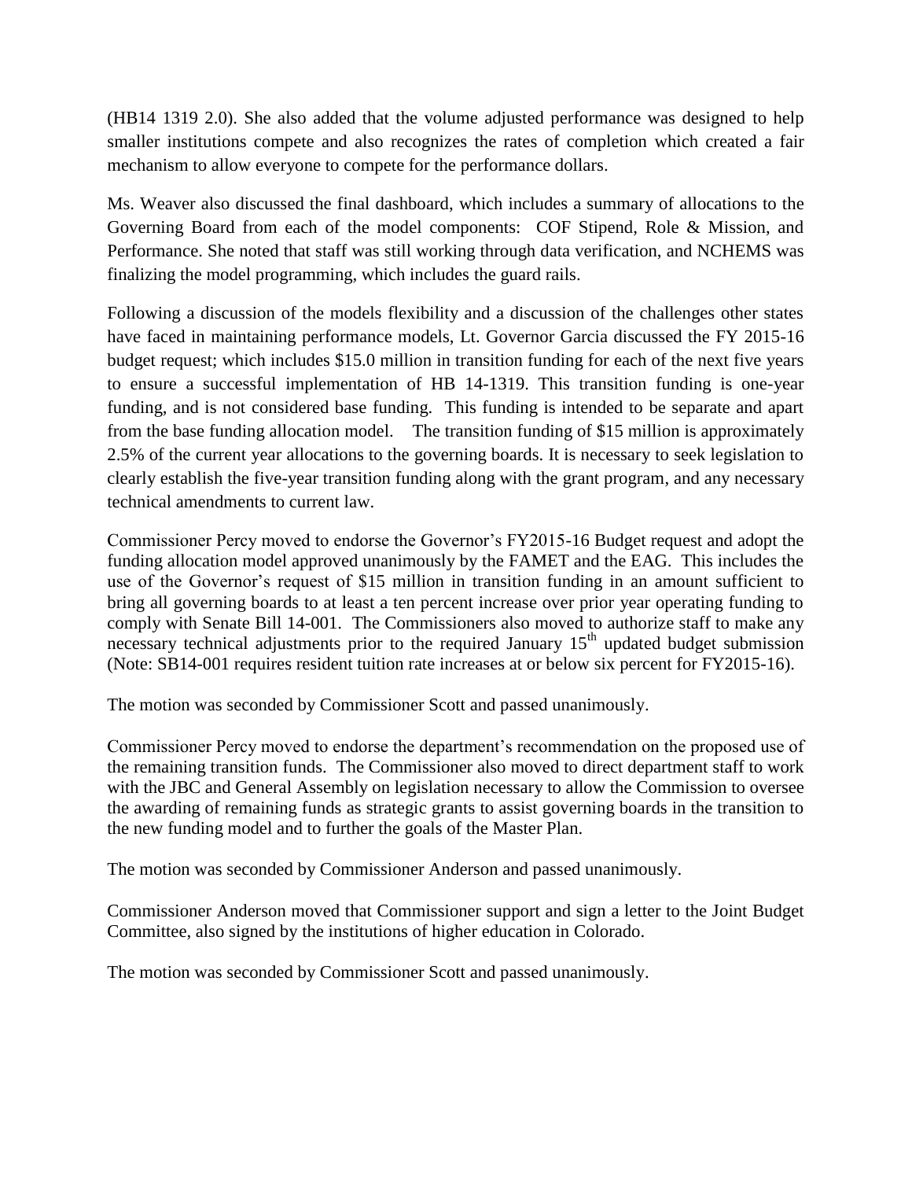(HB14 1319 2.0). She also added that the volume adjusted performance was designed to help smaller institutions compete and also recognizes the rates of completion which created a fair mechanism to allow everyone to compete for the performance dollars.

Ms. Weaver also discussed the final dashboard, which includes a summary of allocations to the Governing Board from each of the model components: COF Stipend, Role & Mission, and Performance. She noted that staff was still working through data verification, and NCHEMS was finalizing the model programming, which includes the guard rails.

Following a discussion of the models flexibility and a discussion of the challenges other states have faced in maintaining performance models, Lt. Governor Garcia discussed the FY 2015-16 budget request; which includes \$15.0 million in transition funding for each of the next five years to ensure a successful implementation of HB 14-1319. This transition funding is one-year funding, and is not considered base funding. This funding is intended to be separate and apart from the base funding allocation model. The transition funding of \$15 million is approximately 2.5% of the current year allocations to the governing boards. It is necessary to seek legislation to clearly establish the five-year transition funding along with the grant program, and any necessary technical amendments to current law.

Commissioner Percy moved to endorse the Governor's FY2015-16 Budget request and adopt the funding allocation model approved unanimously by the FAMET and the EAG. This includes the use of the Governor's request of \$15 million in transition funding in an amount sufficient to bring all governing boards to at least a ten percent increase over prior year operating funding to comply with Senate Bill 14-001. The Commissioners also moved to authorize staff to make any necessary technical adjustments prior to the required January 15th updated budget submission (Note: SB14-001 requires resident tuition rate increases at or below six percent for FY2015-16).

The motion was seconded by Commissioner Scott and passed unanimously.

Commissioner Percy moved to endorse the department's recommendation on the proposed use of the remaining transition funds. The Commissioner also moved to direct department staff to work with the JBC and General Assembly on legislation necessary to allow the Commission to oversee the awarding of remaining funds as strategic grants to assist governing boards in the transition to the new funding model and to further the goals of the Master Plan.

The motion was seconded by Commissioner Anderson and passed unanimously.

Commissioner Anderson moved that Commissioner support and sign a letter to the Joint Budget Committee, also signed by the institutions of higher education in Colorado.

The motion was seconded by Commissioner Scott and passed unanimously.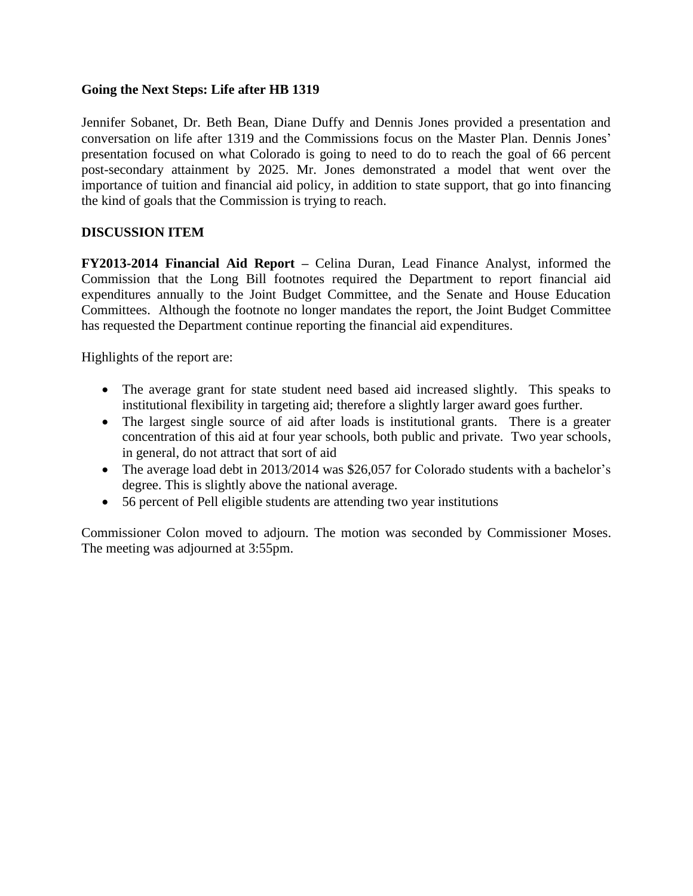**Going the Next Steps: Life after HB 1319**

Jennifer Sobanet, Dr. Beth Bean, Diane Duffy and Dennis Jones provided a presentation and conversation on life after 1319 and the Commissions focus on the Master Plan. Dennis Jones' presentation focused on what Colorado is going to need to do to reach the goal of 66 percent post-secondary attainment by 2025. Mr. Jones demonstrated a model that went over the importance of tuition and financial aid policy, in addition to state support, that go into financing the kind of goals that the Commission is trying to reach.

**DISCUSSION ITEM**

**FY2013-2014 Financial Aid Report –** Celina Duran, Lead Finance Analyst, informed the Commission that the Long Bill footnotes required the Department to report financial aid expenditures annually to the Joint Budget Committee, and the Senate and House Education Committees. Although the footnote no longer mandates the report, the Joint Budget Committee has requested the Department continue reporting the financial aid expenditures.

Highlights of the report are:

- The average grant for state student need based aid increased slightly. This speaks to institutional flexibility in targeting aid; therefore a slightly larger award goes further.
- The largest single source of aid after loads is institutional grants. There is a greater concentration of this aid at four year schools, both public and private. Two year schools, in general, do not attract that sort of aid
- The average load debt in 2013/2014 was $26,057 for Colorado students with a bachelor's degree. This is slightly above the national average.
- 56 percent of Pell eligible students are attending two year institutions

Commissioner Colon moved to adjourn. The motion was seconded by Commissioner Moses. The meeting was adjourned at 3:55pm.